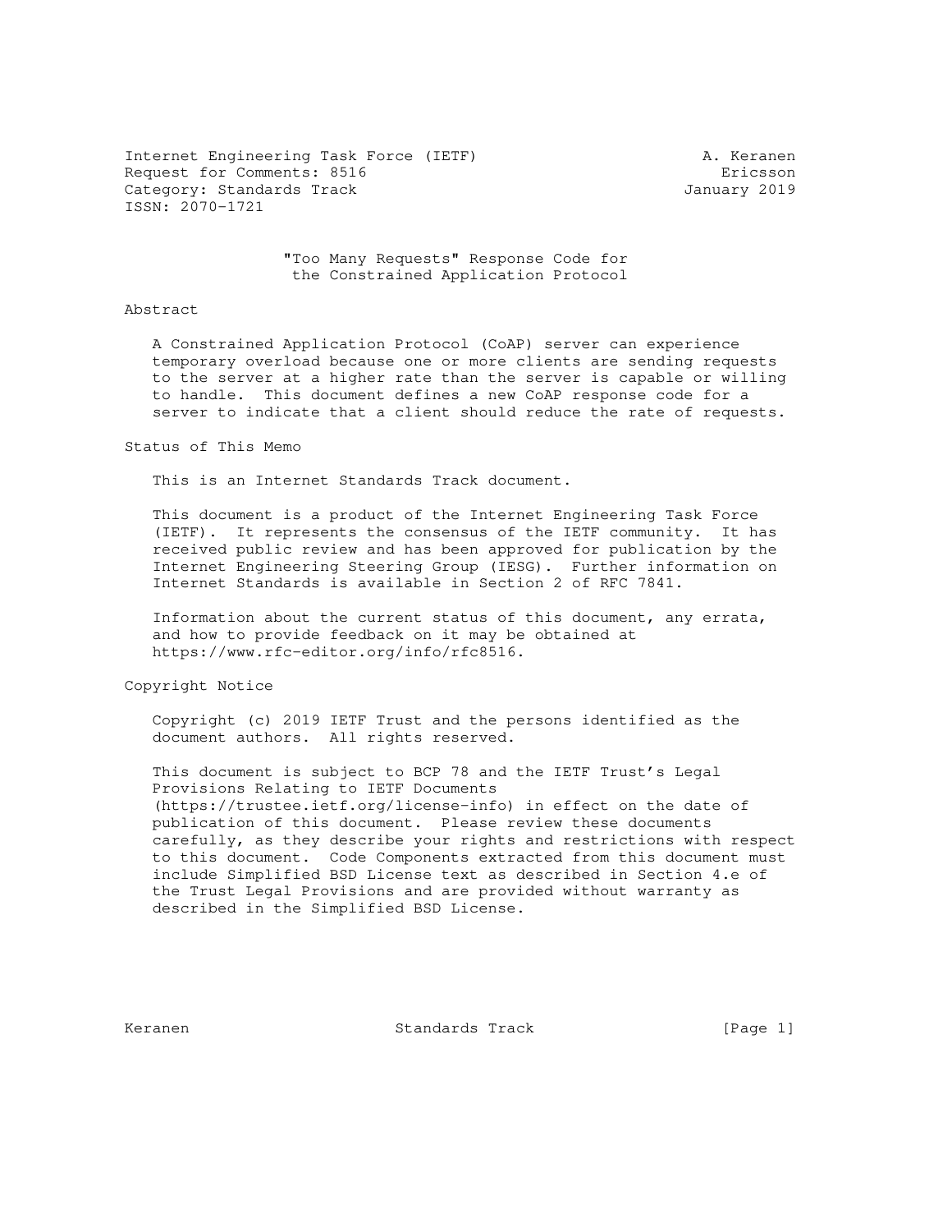Internet Engineering Task Force (IETF) A. Keranen
Request for Comments: 8516 Ericsson
Category: Standards Track January 2019
ISSN: 2070-1721

# "Too Many Requests" Response Code for the Constrained Application Protocol

## Abstract

A Constrained Application Protocol (CoAP) server can experience temporary overload because one or more clients are sending requests to the server at a higher rate than the server is capable or willing to handle. This document defines a new CoAP response code for a server to indicate that a client should reduce the rate of requests.

## Status of This Memo

This is an Internet Standards Track document.

This document is a product of the Internet Engineering Task Force (IETF). It represents the consensus of the IETF community. It has received public review and has been approved for publication by the Internet Engineering Steering Group (IESG). Further information on Internet Standards is available in Section 2 of RFC 7841.

Information about the current status of this document, any errata, and how to provide feedback on it may be obtained at https://www.rfc-editor.org/info/rfc8516.

## Copyright Notice

Copyright (c) 2019 IETF Trust and the persons identified as the document authors. All rights reserved.

This document is subject to BCP 78 and the IETF Trust's Legal Provisions Relating to IETF Documents (https://trustee.ietf.org/license-info) in effect on the date of publication of this document. Please review these documents carefully, as they describe your rights and restrictions with respect to this document. Code Components extracted from this document must include Simplified BSD License text as described in Section 4.e of the Trust Legal Provisions and are provided without warranty as described in the Simplified BSD License.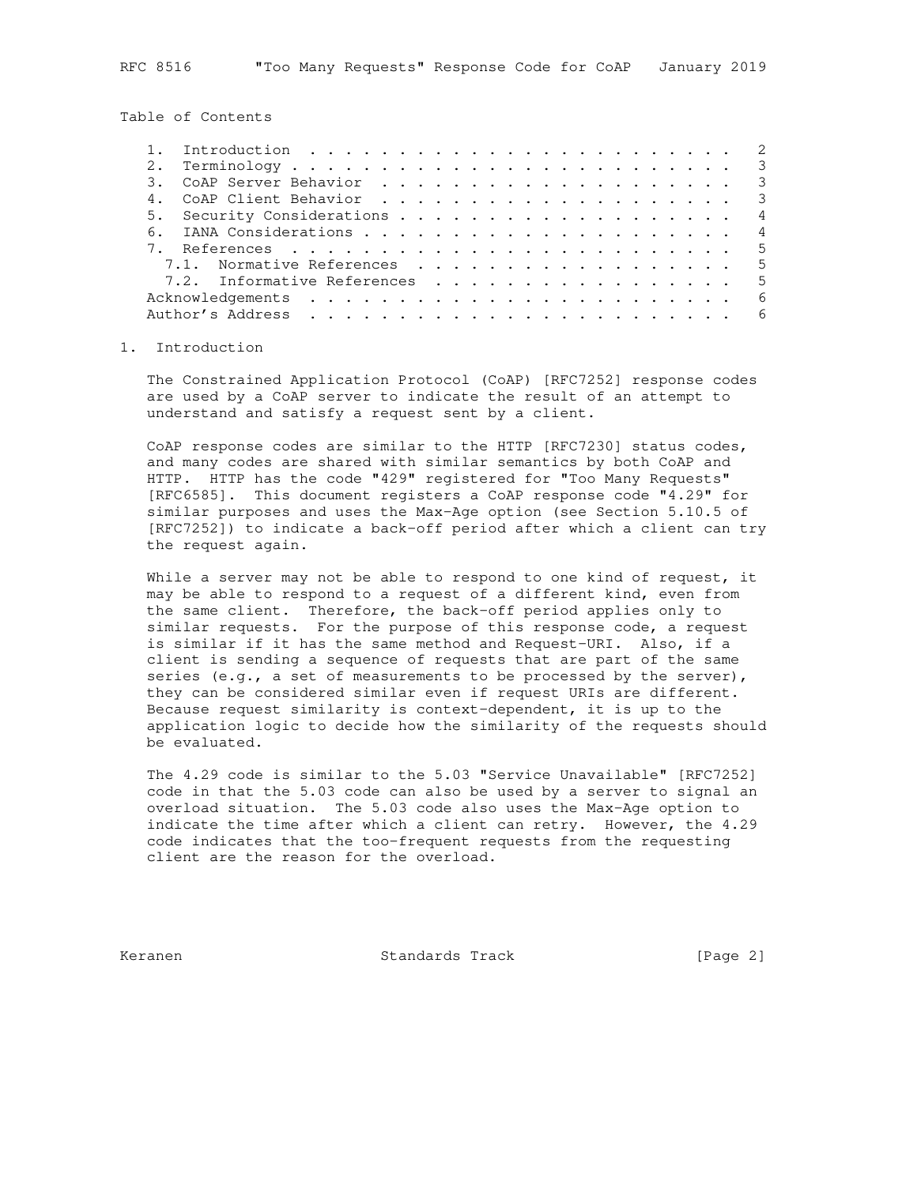Table of Contents

```
   1.  Introduction  . . . . . . . . . . . . . . . . . . . . . . . .   2
   2.  Terminology . . . . . . . . . . . . . . . . . . . . . . . . .   3
   3.  CoAP Server Behavior  . . . . . . . . . . . . . . . . . . . .   3
   4.  CoAP Client Behavior  . . . . . . . . . . . . . . . . . . . .   3
   5.  Security Considerations . . . . . . . . . . . . . . . . . . .   4
   6.  IANA Considerations . . . . . . . . . . . . . . . . . . . . .   4
   7.  References  . . . . . . . . . . . . . . . . . . . . . . . . .   5
     7.1.  Normative References  . . . . . . . . . . . . . . . . . .   5
     7.2.  Informative References  . . . . . . . . . . . . . . . . .   5
   Acknowledgements  . . . . . . . . . . . . . . . . . . . . . . . .   6
   Author's Address  . . . . . . . . . . . . . . . . . . . . . . . .   6
```

## 1. Introduction

The Constrained Application Protocol (CoAP) [RFC7252] response codes are used by a CoAP server to indicate the result of an attempt to understand and satisfy a request sent by a client.

CoAP response codes are similar to the HTTP [RFC7230] status codes, and many codes are shared with similar semantics by both CoAP and HTTP. HTTP has the code "429" registered for "Too Many Requests" [RFC6585]. This document registers a CoAP response code "4.29" for similar purposes and uses the Max-Age option (see Section 5.10.5 of [RFC7252]) to indicate a back-off period after which a client can try the request again.

While a server may not be able to respond to one kind of request, it may be able to respond to a request of a different kind, even from the same client. Therefore, the back-off period applies only to similar requests. For the purpose of this response code, a request is similar if it has the same method and Request-URI. Also, if a client is sending a sequence of requests that are part of the same series (e.g., a set of measurements to be processed by the server), they can be considered similar even if request URIs are different. Because request similarity is context-dependent, it is up to the application logic to decide how the similarity of the requests should be evaluated.

The 4.29 code is similar to the 5.03 "Service Unavailable" [RFC7252] code in that the 5.03 code can also be used by a server to signal an overload situation. The 5.03 code also uses the Max-Age option to indicate the time after which a client can retry. However, the 4.29 code indicates that the too-frequent requests from the requesting client are the reason for the overload.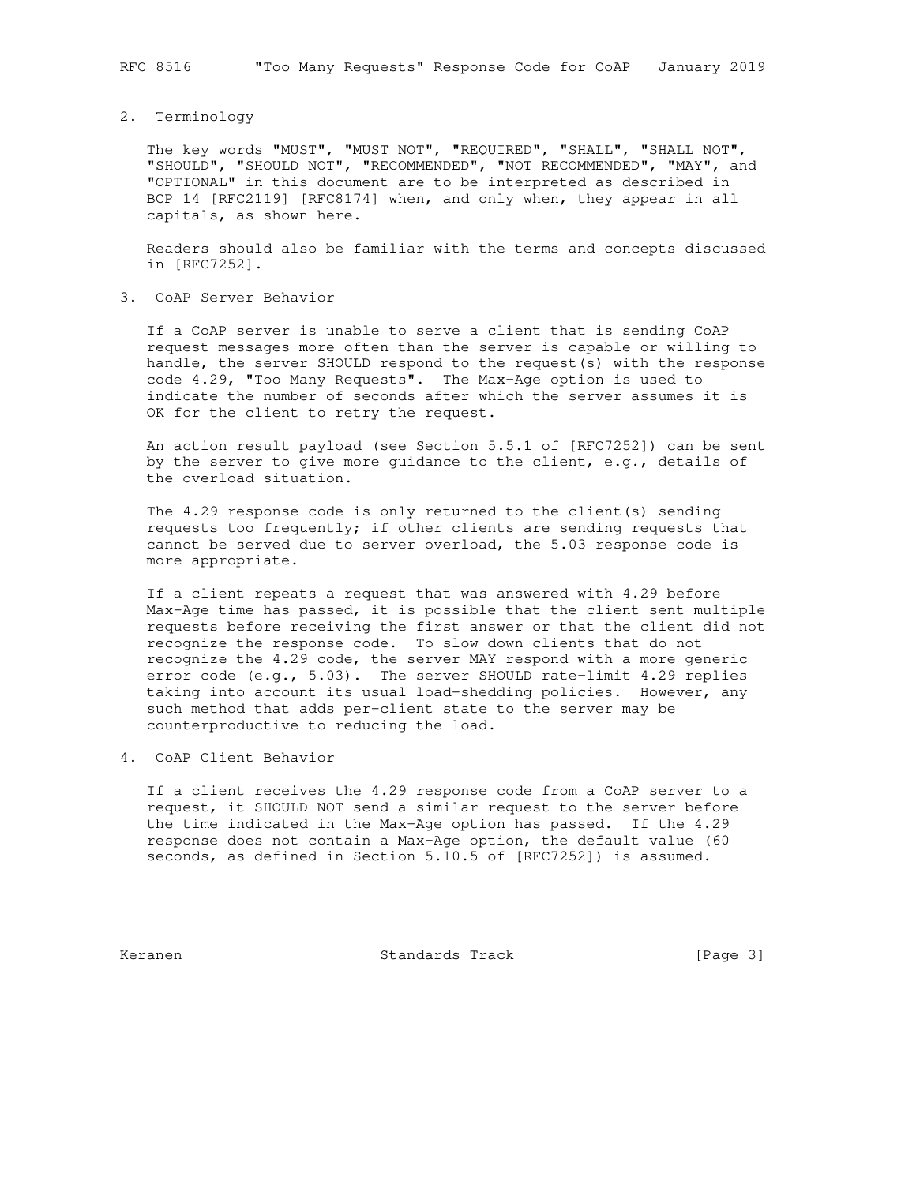## 2. Terminology

The key words "MUST", "MUST NOT", "REQUIRED", "SHALL", "SHALL NOT", "SHOULD", "SHOULD NOT", "RECOMMENDED", "NOT RECOMMENDED", "MAY", and "OPTIONAL" in this document are to be interpreted as described in BCP 14 [RFC2119] [RFC8174] when, and only when, they appear in all capitals, as shown here.

Readers should also be familiar with the terms and concepts discussed in [RFC7252].

## 3. CoAP Server Behavior

If a CoAP server is unable to serve a client that is sending CoAP request messages more often than the server is capable or willing to handle, the server SHOULD respond to the request(s) with the response code 4.29, "Too Many Requests". The Max-Age option is used to indicate the number of seconds after which the server assumes it is OK for the client to retry the request.

An action result payload (see Section 5.5.1 of [RFC7252]) can be sent by the server to give more guidance to the client, e.g., details of the overload situation.

The 4.29 response code is only returned to the client(s) sending requests too frequently; if other clients are sending requests that cannot be served due to server overload, the 5.03 response code is more appropriate.

If a client repeats a request that was answered with 4.29 before Max-Age time has passed, it is possible that the client sent multiple requests before receiving the first answer or that the client did not recognize the response code. To slow down clients that do not recognize the 4.29 code, the server MAY respond with a more generic error code (e.g., 5.03). The server SHOULD rate-limit 4.29 replies taking into account its usual load-shedding policies. However, any such method that adds per-client state to the server may be counterproductive to reducing the load.

## 4. CoAP Client Behavior

If a client receives the 4.29 response code from a CoAP server to a request, it SHOULD NOT send a similar request to the server before the time indicated in the Max-Age option has passed. If the 4.29 response does not contain a Max-Age option, the default value (60 seconds, as defined in Section 5.10.5 of [RFC7252]) is assumed.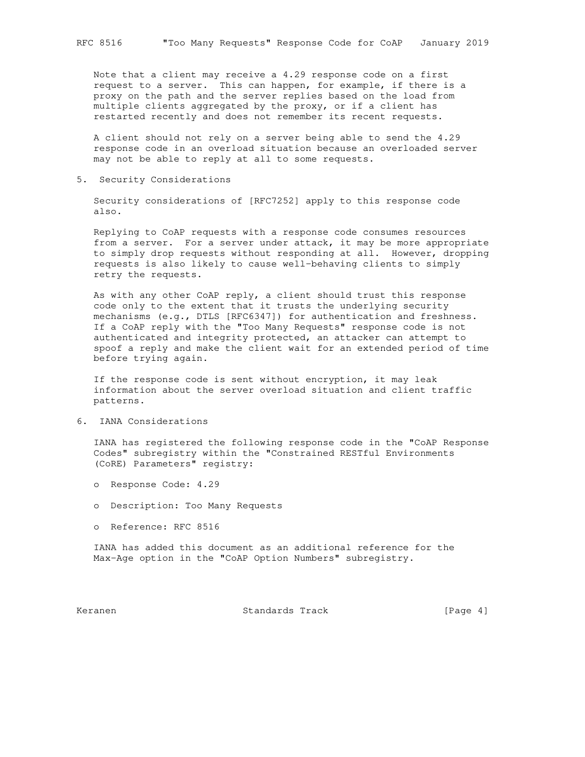Note that a client may receive a 4.29 response code on a first request to a server. This can happen, for example, if there is a proxy on the path and the server replies based on the load from multiple clients aggregated by the proxy, or if a client has restarted recently and does not remember its recent requests.

A client should not rely on a server being able to send the 4.29 response code in an overload situation because an overloaded server may not be able to reply at all to some requests.

## 5. Security Considerations

Security considerations of [RFC7252] apply to this response code also.

Replying to CoAP requests with a response code consumes resources from a server. For a server under attack, it may be more appropriate to simply drop requests without responding at all. However, dropping requests is also likely to cause well-behaving clients to simply retry the requests.

As with any other CoAP reply, a client should trust this response code only to the extent that it trusts the underlying security mechanisms (e.g., DTLS [RFC6347]) for authentication and freshness. If a CoAP reply with the "Too Many Requests" response code is not authenticated and integrity protected, an attacker can attempt to spoof a reply and make the client wait for an extended period of time before trying again.

If the response code is sent without encryption, it may leak information about the server overload situation and client traffic patterns.

## 6. IANA Considerations

IANA has registered the following response code in the "CoAP Response Codes" subregistry within the "Constrained RESTful Environments (CoRE) Parameters" registry:

- Response Code: 4.29
- Description: Too Many Requests
- Reference: RFC 8516

IANA has added this document as an additional reference for the Max-Age option in the "CoAP Option Numbers" subregistry.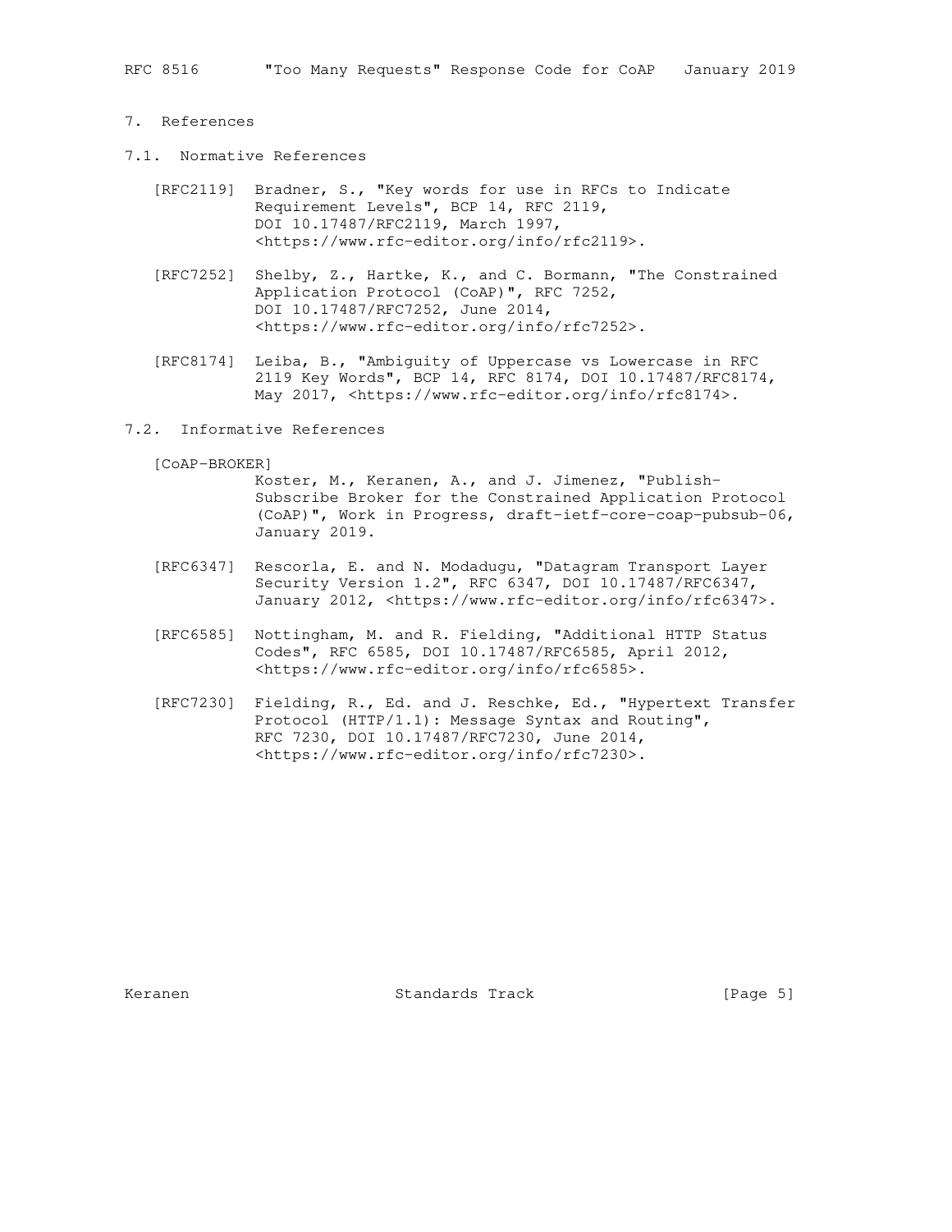## 7. References

### 7.1. Normative References

[RFC2119] Bradner, S., "Key words for use in RFCs to Indicate Requirement Levels", BCP 14, RFC 2119, DOI 10.17487/RFC2119, March 1997, <https://www.rfc-editor.org/info/rfc2119>.

[RFC7252] Shelby, Z., Hartke, K., and C. Bormann, "The Constrained Application Protocol (CoAP)", RFC 7252, DOI 10.17487/RFC7252, June 2014, <https://www.rfc-editor.org/info/rfc7252>.

[RFC8174] Leiba, B., "Ambiguity of Uppercase vs Lowercase in RFC 2119 Key Words", BCP 14, RFC 8174, DOI 10.17487/RFC8174, May 2017, <https://www.rfc-editor.org/info/rfc8174>.

### 7.2. Informative References

[CoAP-BROKER] Koster, M., Keranen, A., and J. Jimenez, "Publish-Subscribe Broker for the Constrained Application Protocol (CoAP)", Work in Progress, draft-ietf-core-coap-pubsub-06, January 2019.

[RFC6347] Rescorla, E. and N. Modadugu, "Datagram Transport Layer Security Version 1.2", RFC 6347, DOI 10.17487/RFC6347, January 2012, <https://www.rfc-editor.org/info/rfc6347>.

[RFC6585] Nottingham, M. and R. Fielding, "Additional HTTP Status Codes", RFC 6585, DOI 10.17487/RFC6585, April 2012, <https://www.rfc-editor.org/info/rfc6585>.

[RFC7230] Fielding, R., Ed. and J. Reschke, Ed., "Hypertext Transfer Protocol (HTTP/1.1): Message Syntax and Routing", RFC 7230, DOI 10.17487/RFC7230, June 2014, <https://www.rfc-editor.org/info/rfc7230>.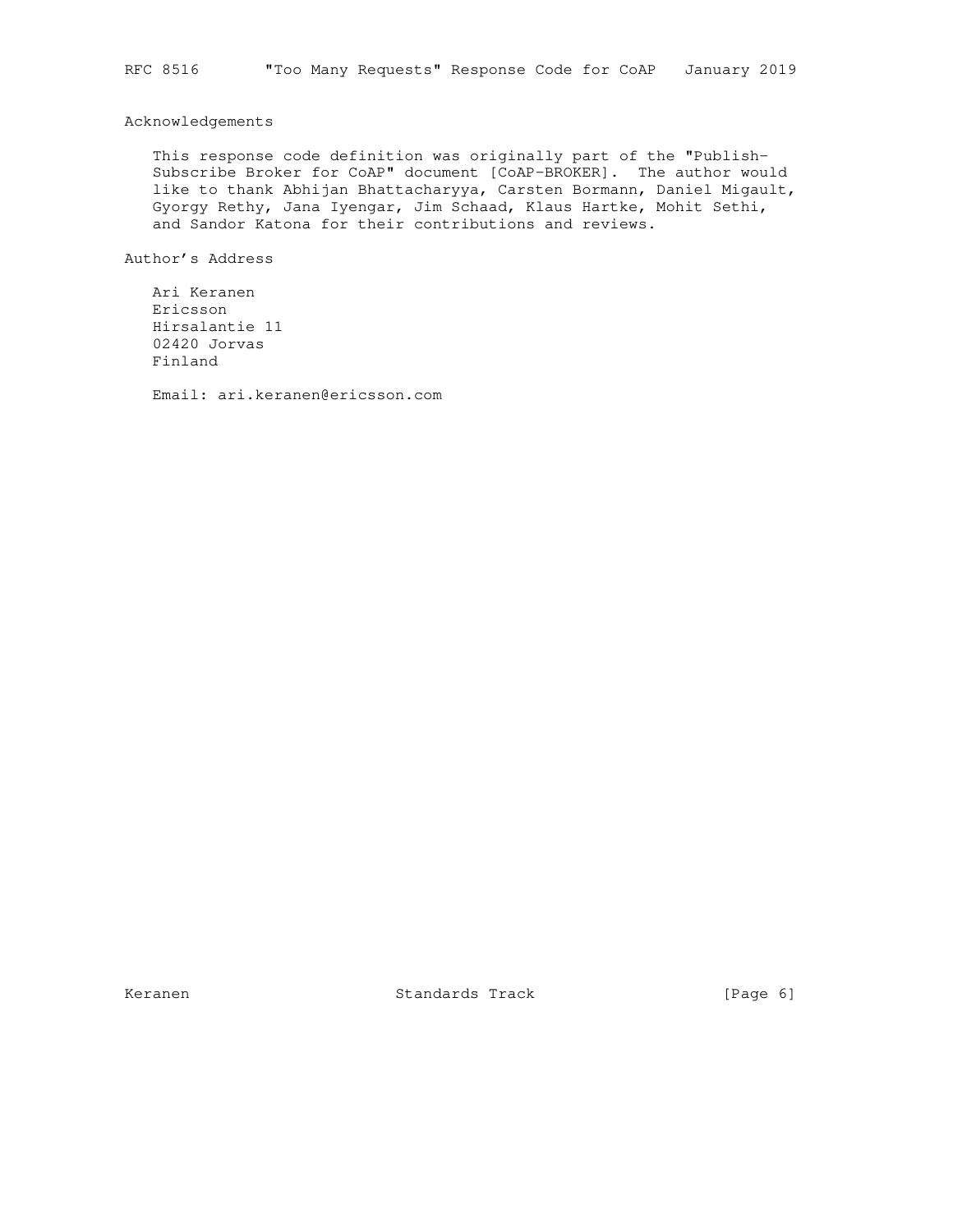## Acknowledgements

This response code definition was originally part of the "Publish-Subscribe Broker for CoAP" document [CoAP-BROKER]. The author would like to thank Abhijan Bhattacharyya, Carsten Bormann, Daniel Migault, Gyorgy Rethy, Jana Iyengar, Jim Schaad, Klaus Hartke, Mohit Sethi, and Sandor Katona for their contributions and reviews.

## Author's Address

Ari Keranen
Ericsson
Hirsalantie 11
02420 Jorvas
Finland

Email: ari.keranen@ericsson.com